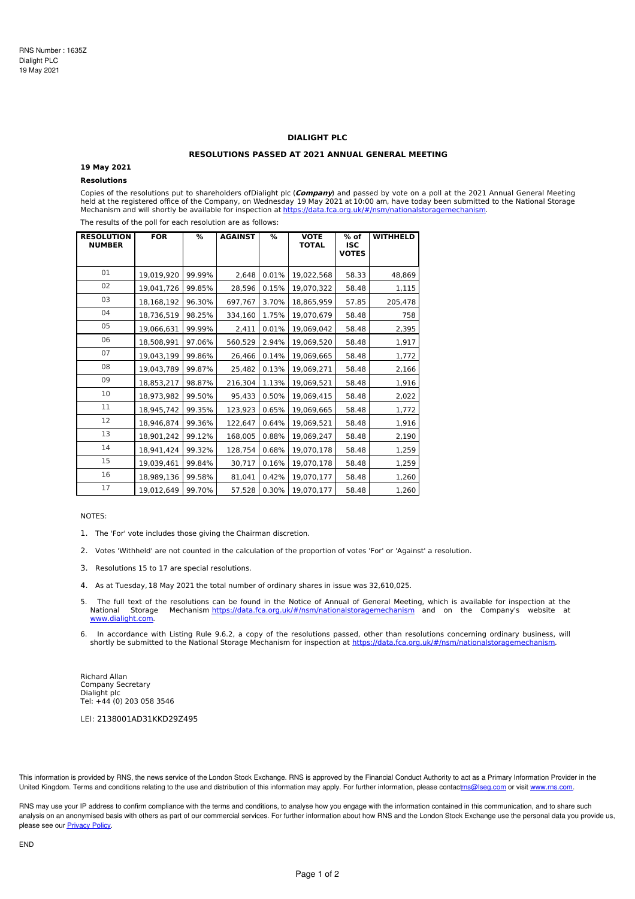RNS Number : 1635Z
Dialight PLC
19 May 2021

# DIALIGHT PLC

## RESOLUTIONS PASSED AT 2021 ANNUAL GENERAL MEETING

**19 May 2021**

**Resolutions**

Copies of the resolutions put to shareholders ofDialight plc (***Company***) and passed by vote on a poll at the 2021 Annual General Meeting held at the registered office of the Company, on Wednesday 19 May 2021 at 10:00 am, have today been submitted to the National Storage Mechanism and will shortly be available for inspection at https://data.fca.org.uk/#/nsm/nationalstoragemechanism.

The results of the poll for each resolution are as follows:

| RESOLUTION NUMBER | FOR | % | AGAINST | % | VOTE TOTAL | % of ISC VOTES | WITHHELD |
|---|---|---|---|---|---|---|---|
| 01 | 19,019,920 | 99.99% | 2,648 | 0.01% | 19,022,568 | 58.33 | 48,869 |
| 02 | 19,041,726 | 99.85% | 28,596 | 0.15% | 19,070,322 | 58.48 | 1,115 |
| 03 | 18,168,192 | 96.30% | 697,767 | 3.70% | 18,865,959 | 57.85 | 205,478 |
| 04 | 18,736,519 | 98.25% | 334,160 | 1.75% | 19,070,679 | 58.48 | 758 |
| 05 | 19,066,631 | 99.99% | 2,411 | 0.01% | 19,069,042 | 58.48 | 2,395 |
| 06 | 18,508,991 | 97.06% | 560,529 | 2.94% | 19,069,520 | 58.48 | 1,917 |
| 07 | 19,043,199 | 99.86% | 26,466 | 0.14% | 19,069,665 | 58.48 | 1,772 |
| 08 | 19,043,789 | 99.87% | 25,482 | 0.13% | 19,069,271 | 58.48 | 2,166 |
| 09 | 18,853,217 | 98.87% | 216,304 | 1.13% | 19,069,521 | 58.48 | 1,916 |
| 10 | 18,973,982 | 99.50% | 95,433 | 0.50% | 19,069,415 | 58.48 | 2,022 |
| 11 | 18,945,742 | 99.35% | 123,923 | 0.65% | 19,069,665 | 58.48 | 1,772 |
| 12 | 18,946,874 | 99.36% | 122,647 | 0.64% | 19,069,521 | 58.48 | 1,916 |
| 13 | 18,901,242 | 99.12% | 168,005 | 0.88% | 19,069,247 | 58.48 | 2,190 |
| 14 | 18,941,424 | 99.32% | 128,754 | 0.68% | 19,070,178 | 58.48 | 1,259 |
| 15 | 19,039,461 | 99.84% | 30,717 | 0.16% | 19,070,178 | 58.48 | 1,259 |
| 16 | 18,989,136 | 99.58% | 81,041 | 0.42% | 19,070,177 | 58.48 | 1,260 |
| 17 | 19,012,649 | 99.70% | 57,528 | 0.30% | 19,070,177 | 58.48 | 1,260 |

NOTES:

1. The 'For' vote includes those giving the Chairman discretion.
2. Votes 'Withheld' are not counted in the calculation of the proportion of votes 'For' or 'Against' a resolution.
3. Resolutions 15 to 17 are special resolutions.
4. As at Tuesday, 18 May 2021 the total number of ordinary shares in issue was 32,610,025.
5. The full text of the resolutions can be found in the Notice of Annual of General Meeting, which is available for inspection at the National Storage Mechanism https://data.fca.org.uk/#/nsm/nationalstoragemechanism and on the Company's website at www.dialight.com.
6. In accordance with Listing Rule 9.6.2, a copy of the resolutions passed, other than resolutions concerning ordinary business, will shortly be submitted to the National Storage Mechanism for inspection at https://data.fca.org.uk/#/nsm/nationalstoragemechanism.

Richard Allan
Company Secretary
Dialight plc
Tel: +44 (0) 203 058 3546

LEI: 2138001AD31KKD29Z495

This information is provided by RNS, the news service of the London Stock Exchange. RNS is approved by the Financial Conduct Authority to act as a Primary Information Provider in the United Kingdom. Terms and conditions relating to the use and distribution of this information may apply. For further information, please contact rns@lseg.com or visit www.rns.com.

RNS may use your IP address to confirm compliance with the terms and conditions, to analyse how you engage with the information contained in this communication, and to share such analysis on an anonymised basis with others as part of our commercial services. For further information about how RNS and the London Stock Exchange use the personal data you provide us, please see our Privacy Policy.

END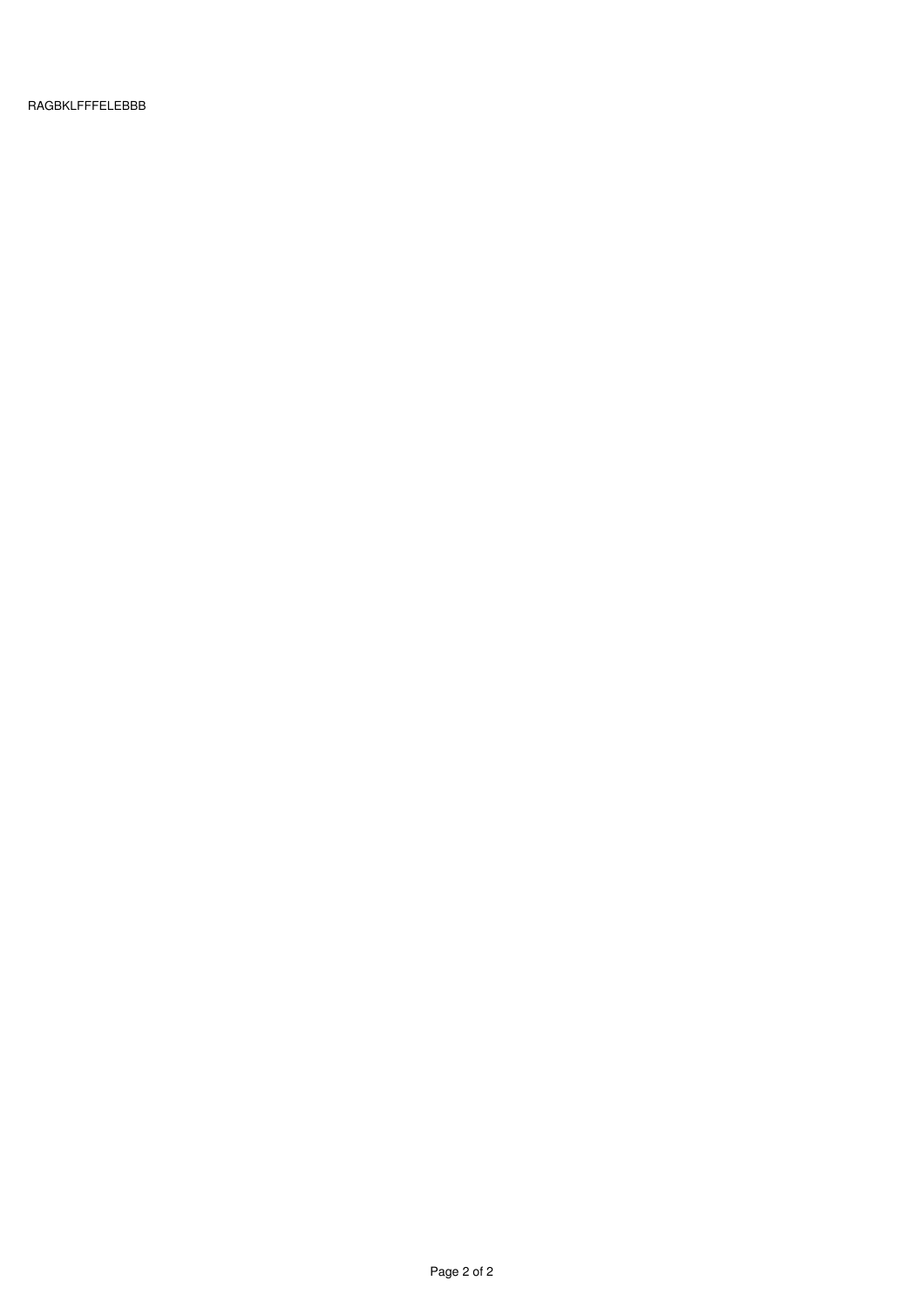RAGBKLFFFELEBBB